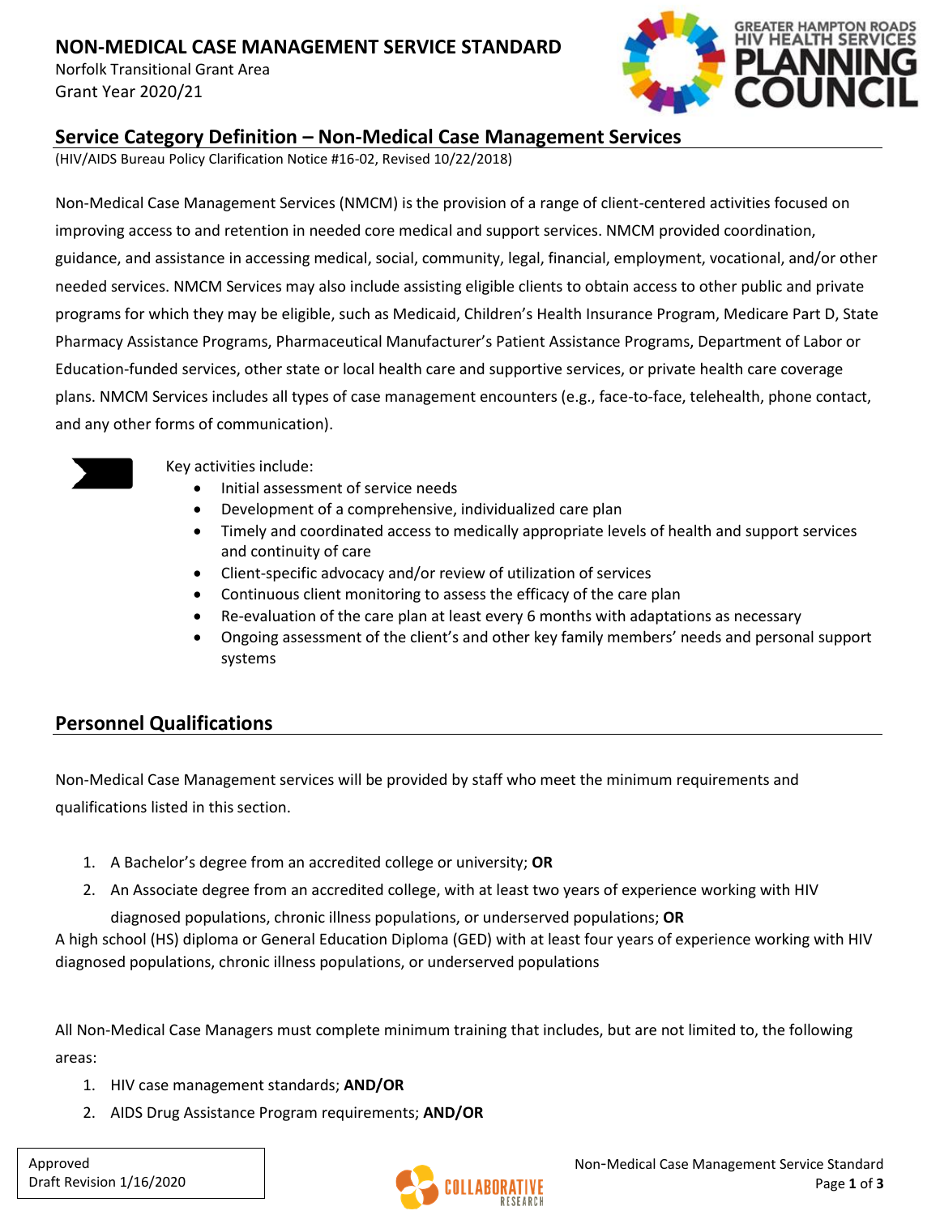# NON-MEDICAL CASE MANAGEMENT SERVICE STANDARD

Norfolk Transitional Grant Area

Grant Year 2020/21

## Service Category Definition – Non-Medical Case Management Services

(HIV/AIDS Bureau Policy Clarification Notice #16-02, Revised 10/22/2018)

Non-Medical Case Management Services (NMCM) is the provision of a range of client-centered activities focused on improving access to and retention in needed core medical and support services. NMCM provided coordination, guidance, and assistance in accessing medical, social, community, legal, financial, employment, vocational, and/or other needed services. NMCM Services may also include assisting eligible clients to obtain access to other public and private programs for which they may be eligible, such as Medicaid, Children's Health Insurance Program, Medicare Part D, State Pharmacy Assistance Programs, Pharmaceutical Manufacturer's Patient Assistance Programs, Department of Labor or Education-funded services, other state or local health care and supportive services, or private health care coverage plans. NMCM Services includes all types of case management encounters (e.g., face-to-face, telehealth, phone contact, and any other forms of communication).

Key activities include:

- Initial assessment of service needs
- Development of a comprehensive, individualized care plan
- Timely and coordinated access to medically appropriate levels of health and support services and continuity of care
- Client-specific advocacy and/or review of utilization of services
- Continuous client monitoring to assess the efficacy of the care plan
- Re-evaluation of the care plan at least every 6 months with adaptations as necessary
- Ongoing assessment of the client's and other key family members' needs and personal support systems

## Personnel Qualifications

Non-Medical Case Management services will be provided by staff who meet the minimum requirements and qualifications listed in this section.

1. A Bachelor's degree from an accredited college or university; **OR**
2. An Associate degree from an accredited college, with at least two years of experience working with HIV diagnosed populations, chronic illness populations, or underserved populations; **OR**

A high school (HS) diploma or General Education Diploma (GED) with at least four years of experience working with HIV diagnosed populations, chronic illness populations, or underserved populations

All Non-Medical Case Managers must complete minimum training that includes, but are not limited to, the following areas:

1. HIV case management standards; **AND/OR**
2. AIDS Drug Assistance Program requirements; **AND/OR**

Approved
Draft Revision 1/16/2020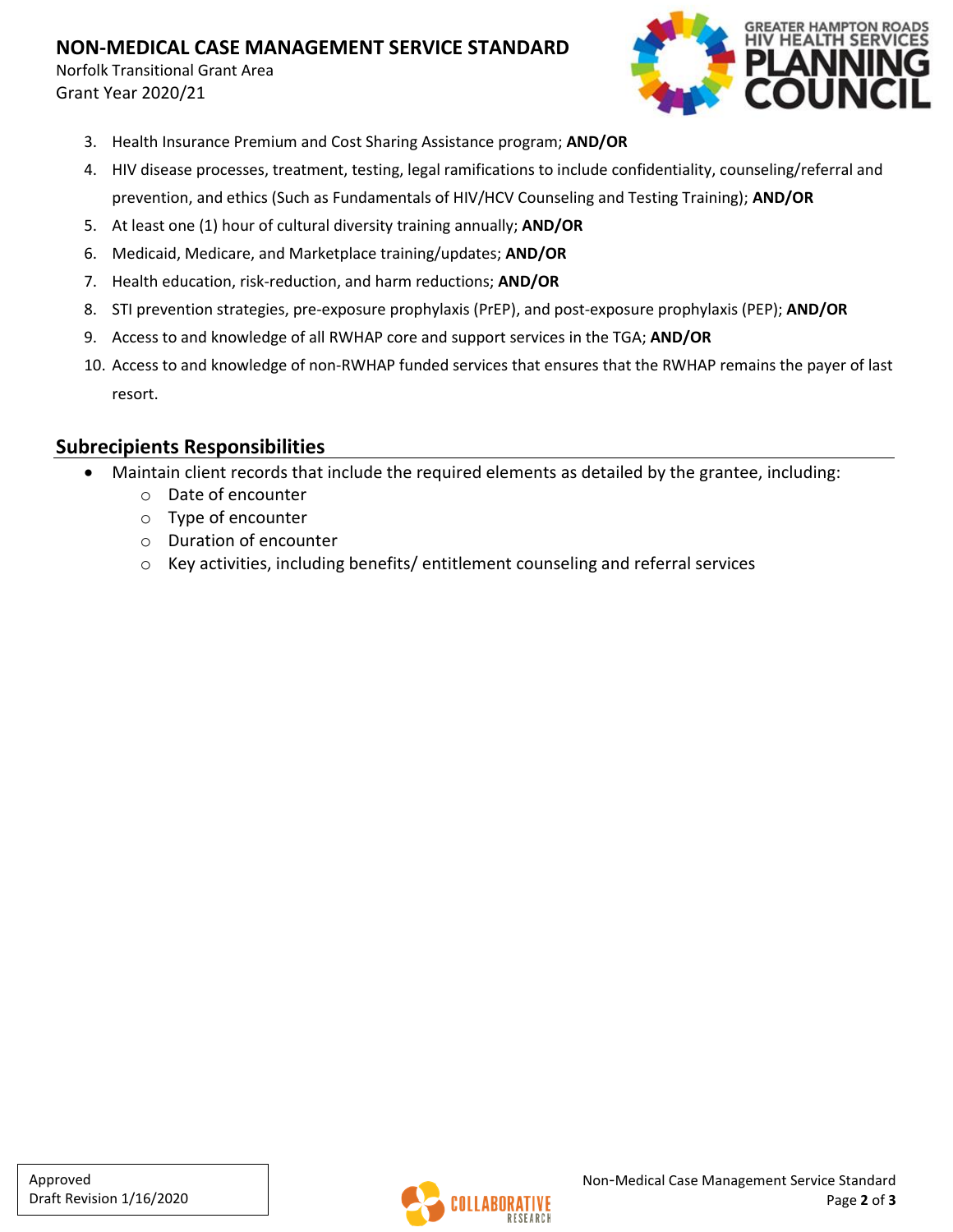3. Health Insurance Premium and Cost Sharing Assistance program; **AND/OR**
4. HIV disease processes, treatment, testing, legal ramifications to include confidentiality, counseling/referral and prevention, and ethics (Such as Fundamentals of HIV/HCV Counseling and Testing Training); **AND/OR**
5. At least one (1) hour of cultural diversity training annually; **AND/OR**
6. Medicaid, Medicare, and Marketplace training/updates; **AND/OR**
7. Health education, risk-reduction, and harm reductions; **AND/OR**
8. STI prevention strategies, pre-exposure prophylaxis (PrEP), and post-exposure prophylaxis (PEP); **AND/OR**
9. Access to and knowledge of all RWHAP core and support services in the TGA; **AND/OR**
10. Access to and knowledge of non-RWHAP funded services that ensures that the RWHAP remains the payer of last resort.

## Subrecipients Responsibilities

- Maintain client records that include the required elements as detailed by the grantee, including:
  - Date of encounter
  - Type of encounter
  - Duration of encounter
  - Key activities, including benefits/ entitlement counseling and referral services

Approved
Draft Revision 1/16/2020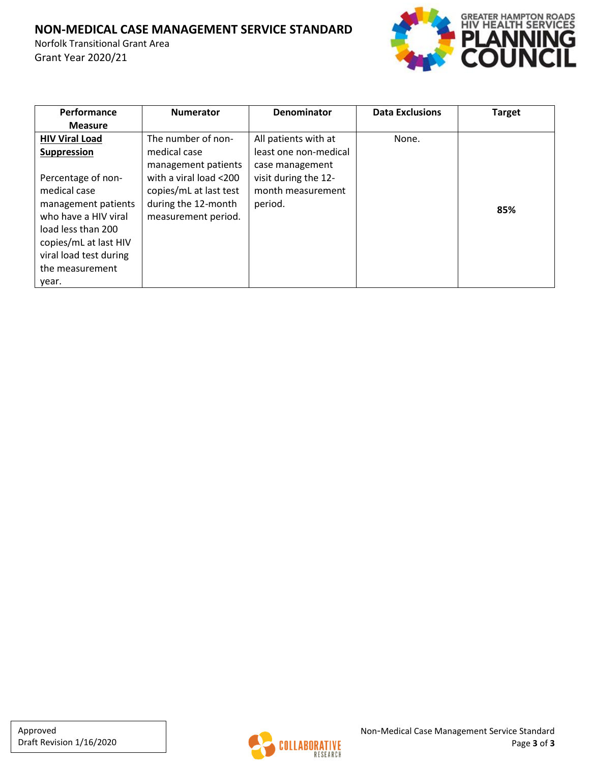| Performance Measure | Numerator | Denominator | Data Exclusions | Target |
|---|---|---|---|---|
| **HIV Viral Load Suppression**<br><br>Percentage of non-medical case management patients who have a HIV viral load less than 200 copies/mL at last HIV viral load test during the measurement year. | The number of non-medical case management patients with a viral load <200 copies/mL at last test during the 12-month measurement period. | All patients with at least one non-medical case management visit during the 12-month measurement period. | None. | **85%** |

Approved
Draft Revision 1/16/2020